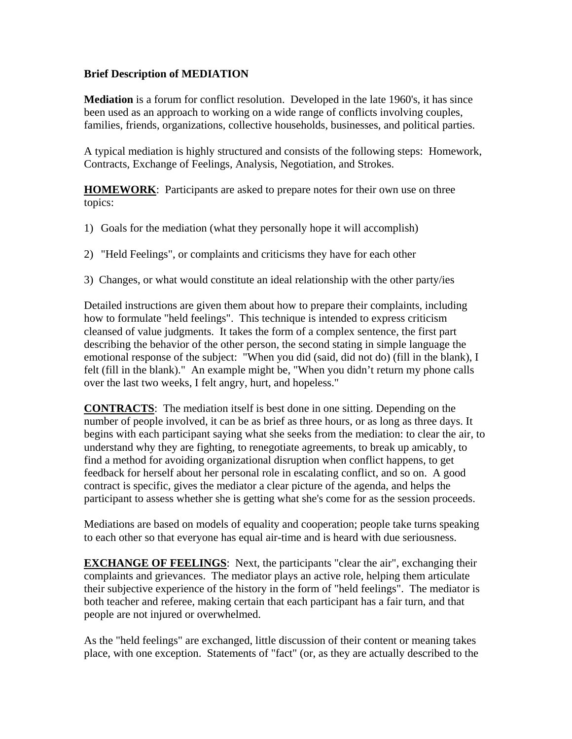**Brief Description of MEDIATION**

**Mediation** is a forum for conflict resolution. Developed in the late 1960's, it has since been used as an approach to working on a wide range of conflicts involving couples, families, friends, organizations, collective households, businesses, and political parties.

A typical mediation is highly structured and consists of the following steps: Homework, Contracts, Exchange of Feelings, Analysis, Negotiation, and Strokes.

**HOMEWORK**: Participants are asked to prepare notes for their own use on three topics:

1) Goals for the mediation (what they personally hope it will accomplish)

2) "Held Feelings", or complaints and criticisms they have for each other

3) Changes, or what would constitute an ideal relationship with the other party/ies

Detailed instructions are given them about how to prepare their complaints, including how to formulate "held feelings". This technique is intended to express criticism cleansed of value judgments. It takes the form of a complex sentence, the first part describing the behavior of the other person, the second stating in simple language the emotional response of the subject: "When you did (said, did not do) (fill in the blank), I felt (fill in the blank)." An example might be, "When you didn't return my phone calls over the last two weeks, I felt angry, hurt, and hopeless."

**CONTRACTS**: The mediation itself is best done in one sitting. Depending on the number of people involved, it can be as brief as three hours, or as long as three days. It begins with each participant saying what she seeks from the mediation: to clear the air, to understand why they are fighting, to renegotiate agreements, to break up amicably, to find a method for avoiding organizational disruption when conflict happens, to get feedback for herself about her personal role in escalating conflict, and so on. A good contract is specific, gives the mediator a clear picture of the agenda, and helps the participant to assess whether she is getting what she's come for as the session proceeds.

Mediations are based on models of equality and cooperation; people take turns speaking to each other so that everyone has equal air-time and is heard with due seriousness.

**EXCHANGE OF FEELINGS**: Next, the participants "clear the air", exchanging their complaints and grievances. The mediator plays an active role, helping them articulate their subjective experience of the history in the form of "held feelings". The mediator is both teacher and referee, making certain that each participant has a fair turn, and that people are not injured or overwhelmed.

As the "held feelings" are exchanged, little discussion of their content or meaning takes place, with one exception. Statements of "fact" (or, as they are actually described to the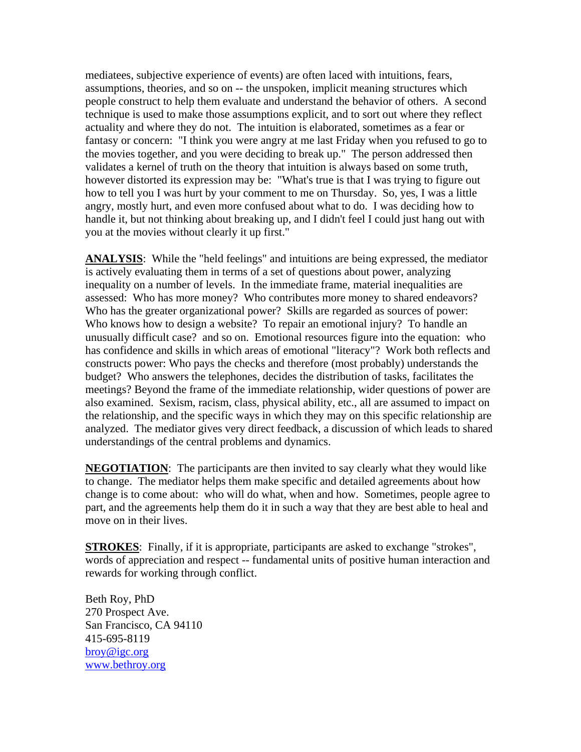mediatees, subjective experience of events) are often laced with intuitions, fears, assumptions, theories, and so on -- the unspoken, implicit meaning structures which people construct to help them evaluate and understand the behavior of others. A second technique is used to make those assumptions explicit, and to sort out where they reflect actuality and where they do not. The intuition is elaborated, sometimes as a fear or fantasy or concern: "I think you were angry at me last Friday when you refused to go to the movies together, and you were deciding to break up." The person addressed then validates a kernel of truth on the theory that intuition is always based on some truth, however distorted its expression may be: "What's true is that I was trying to figure out how to tell you I was hurt by your comment to me on Thursday. So, yes, I was a little angry, mostly hurt, and even more confused about what to do. I was deciding how to handle it, but not thinking about breaking up, and I didn't feel I could just hang out with you at the movies without clearly it up first."

**ANALYSIS**: While the "held feelings" and intuitions are being expressed, the mediator is actively evaluating them in terms of a set of questions about power, analyzing inequality on a number of levels. In the immediate frame, material inequalities are assessed: Who has more money? Who contributes more money to shared endeavors? Who has the greater organizational power? Skills are regarded as sources of power: Who knows how to design a website? To repair an emotional injury? To handle an unusually difficult case? and so on. Emotional resources figure into the equation: who has confidence and skills in which areas of emotional "literacy"? Work both reflects and constructs power: Who pays the checks and therefore (most probably) understands the budget? Who answers the telephones, decides the distribution of tasks, facilitates the meetings? Beyond the frame of the immediate relationship, wider questions of power are also examined. Sexism, racism, class, physical ability, etc., all are assumed to impact on the relationship, and the specific ways in which they may on this specific relationship are analyzed. The mediator gives very direct feedback, a discussion of which leads to shared understandings of the central problems and dynamics.

**NEGOTIATION**: The participants are then invited to say clearly what they would like to change. The mediator helps them make specific and detailed agreements about how change is to come about: who will do what, when and how. Sometimes, people agree to part, and the agreements help them do it in such a way that they are best able to heal and move on in their lives.

**STROKES**: Finally, if it is appropriate, participants are asked to exchange "strokes", words of appreciation and respect -- fundamental units of positive human interaction and rewards for working through conflict.

Beth Roy, PhD
270 Prospect Ave.
San Francisco, CA 94110
415-695-8119
broy@igc.org
www.bethroy.org